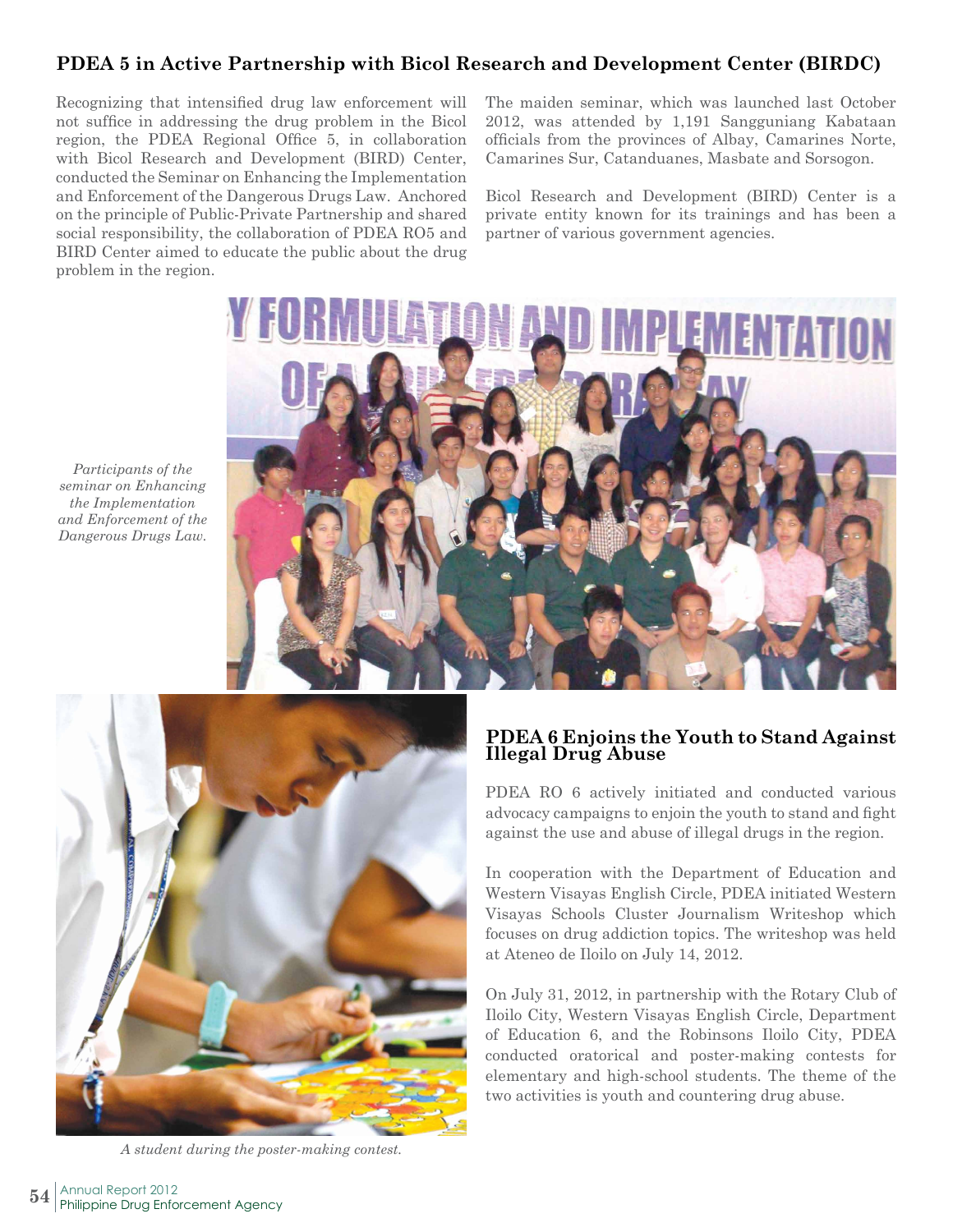## PDEA 5 in Active Partnership with Bicol Research and Development Center (BIRDC)

Recognizing that intensified drug law enforcement will not suffice in addressing the drug problem in the Bicol region, the PDEA Regional Office 5, in collaboration with Bicol Research and Development (BIRD) Center, conducted the Seminar on Enhancing the Implementation and Enforcement of the Dangerous Drugs Law. Anchored on the principle of Public-Private Partnership and shared social responsibility, the collaboration of PDEA RO5 and BIRD Center aimed to educate the public about the drug problem in the region.

The maiden seminar, which was launched last October 2012, was attended by 1,191 Sangguniang Kabataan officials from the provinces of Albay, Camarines Norte, Camarines Sur, Catanduanes, Masbate and Sorsogon.

Bicol Research and Development (BIRD) Center is a private entity known for its trainings and has been a partner of various government agencies.

*Participants of the seminar on Enhancing the Implementation and Enforcement of the Dangerous Drugs Law.*

*A student during the poster-making contest.*

## PDEA 6 Enjoins the Youth to Stand Against Illegal Drug Abuse

PDEA RO 6 actively initiated and conducted various advocacy campaigns to enjoin the youth to stand and fight against the use and abuse of illegal drugs in the region.

In cooperation with the Department of Education and Western Visayas English Circle, PDEA initiated Western Visayas Schools Cluster Journalism Writeshop which focuses on drug addiction topics. The writeshop was held at Ateneo de Iloilo on July 14, 2012.

On July 31, 2012, in partnership with the Rotary Club of Iloilo City, Western Visayas English Circle, Department of Education 6, and the Robinsons Iloilo City, PDEA conducted oratorical and poster-making contests for elementary and high-school students. The theme of the two activities is youth and countering drug abuse.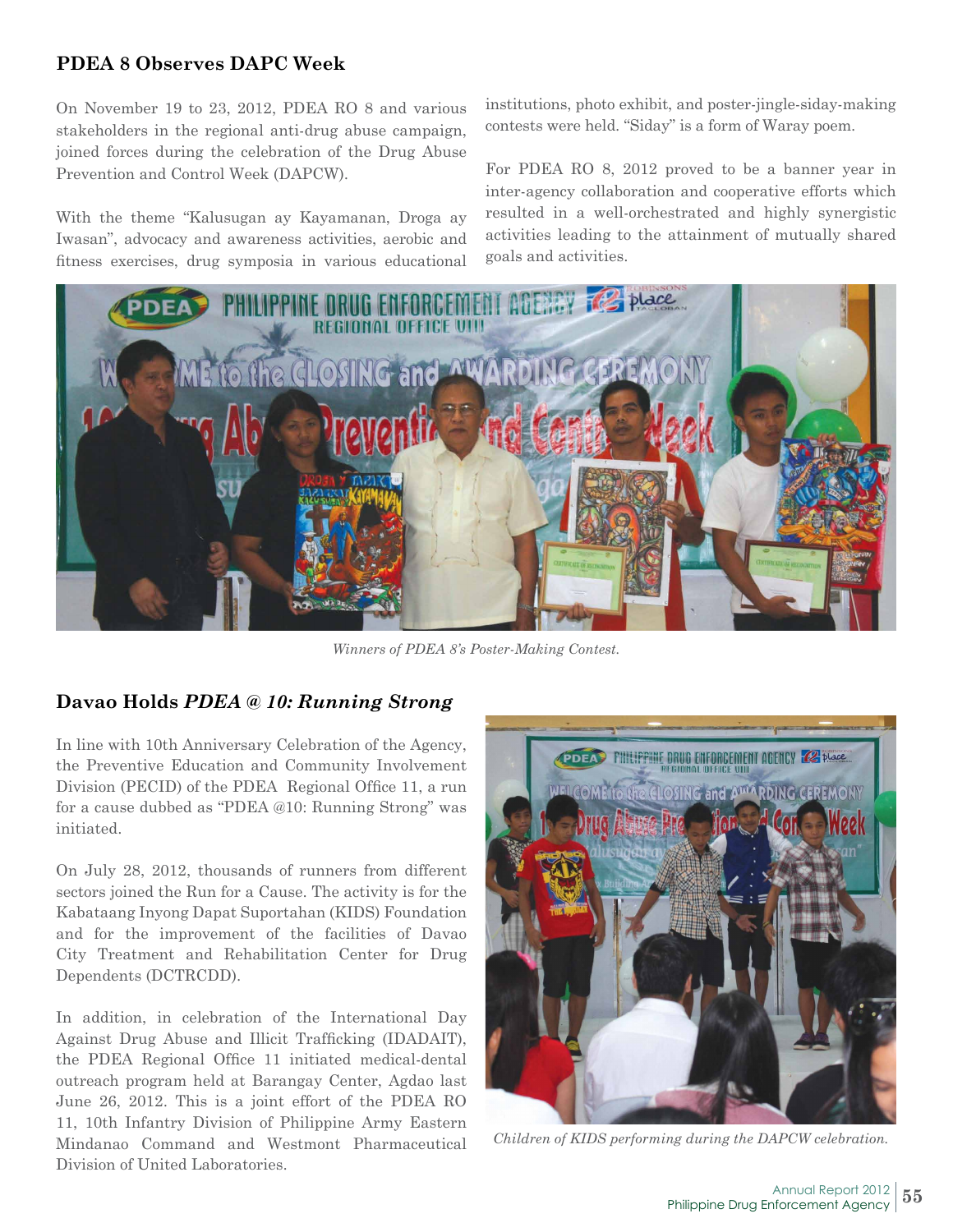## PDEA 8 Observes DAPC Week

On November 19 to 23, 2012, PDEA RO 8 and various stakeholders in the regional anti-drug abuse campaign, joined forces during the celebration of the Drug Abuse Prevention and Control Week (DAPCW).

With the theme "Kalusugan ay Kayamanan, Droga ay Iwasan", advocacy and awareness activities, aerobic and fitness exercises, drug symposia in various educational institutions, photo exhibit, and poster-jingle-siday-making contests were held. "Siday" is a form of Waray poem.

For PDEA RO 8, 2012 proved to be a banner year in inter-agency collaboration and cooperative efforts which resulted in a well-orchestrated and highly synergistic activities leading to the attainment of mutually shared goals and activities.

*Winners of PDEA 8's Poster-Making Contest.*

## Davao Holds *PDEA @ 10: Running Strong*

In line with 10th Anniversary Celebration of the Agency, the Preventive Education and Community Involvement Division (PECID) of the PDEA Regional Office 11, a run for a cause dubbed as "PDEA @10: Running Strong" was initiated.

On July 28, 2012, thousands of runners from different sectors joined the Run for a Cause. The activity is for the Kabataang Inyong Dapat Suportahan (KIDS) Foundation and for the improvement of the facilities of Davao City Treatment and Rehabilitation Center for Drug Dependents (DCTRCDD).

In addition, in celebration of the International Day Against Drug Abuse and Illicit Trafficking (IDADAIT), the PDEA Regional Office 11 initiated medical-dental outreach program held at Barangay Center, Agdao last June 26, 2012. This is a joint effort of the PDEA RO 11, 10th Infantry Division of Philippine Army Eastern Mindanao Command and Westmont Pharmaceutical Division of United Laboratories.

*Children of KIDS performing during the DAPCW celebration.*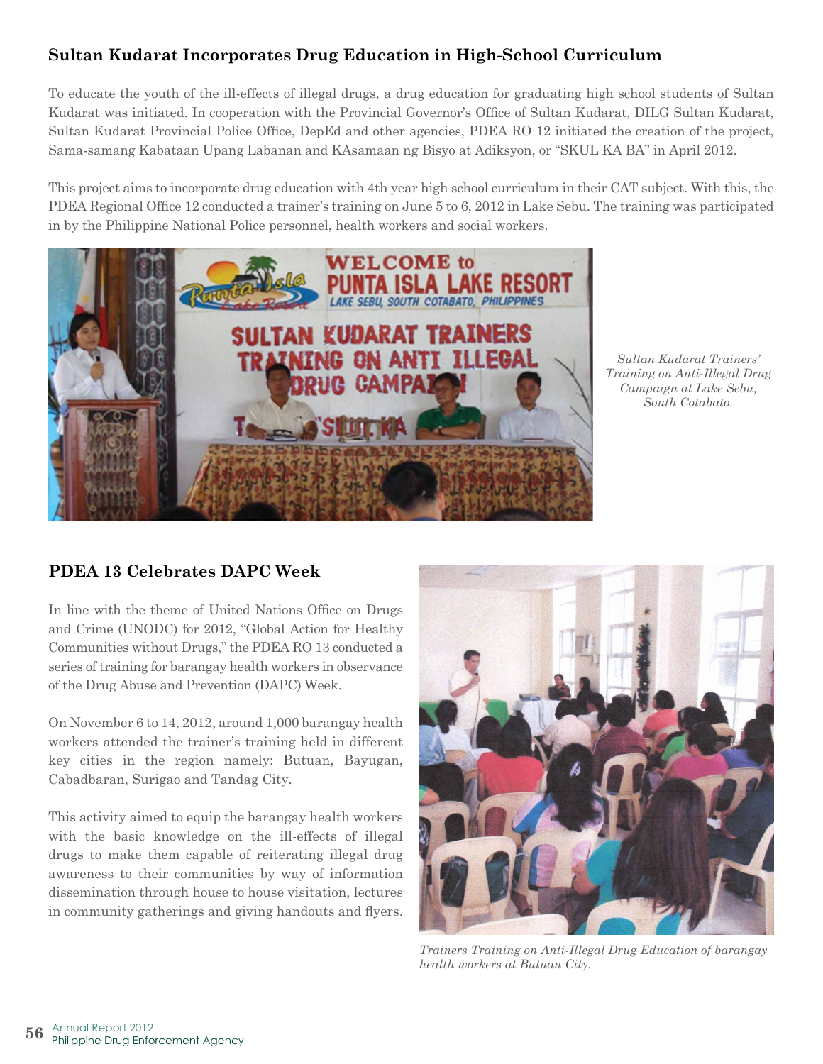## Sultan Kudarat Incorporates Drug Education in High-School Curriculum

To educate the youth of the ill-effects of illegal drugs, a drug education for graduating high school students of Sultan Kudarat was initiated. In cooperation with the Provincial Governor's Office of Sultan Kudarat, DILG Sultan Kudarat, Sultan Kudarat Provincial Police Office, DepEd and other agencies, PDEA RO 12 initiated the creation of the project, Sama-samang Kabataan Upang Labanan and KAsamaan ng Bisyo at Adiksyon, or "SKUL KA BA" in April 2012.

This project aims to incorporate drug education with 4th year high school curriculum in their CAT subject. With this, the PDEA Regional Office 12 conducted a trainer's training on June 5 to 6, 2012 in Lake Sebu. The training was participated in by the Philippine National Police personnel, health workers and social workers.

*Sultan Kudarat Trainers' Training on Anti-Illegal Drug Campaign at Lake Sebu, South Cotabato.*

## PDEA 13 Celebrates DAPC Week

In line with the theme of United Nations Office on Drugs and Crime (UNODC) for 2012, "Global Action for Healthy Communities without Drugs," the PDEA RO 13 conducted a series of training for barangay health workers in observance of the Drug Abuse and Prevention (DAPC) Week.

On November 6 to 14, 2012, around 1,000 barangay health workers attended the trainer's training held in different key cities in the region namely: Butuan, Bayugan, Cabadbaran, Surigao and Tandag City.

This activity aimed to equip the barangay health workers with the basic knowledge on the ill-effects of illegal drugs to make them capable of reiterating illegal drug awareness to their communities by way of information dissemination through house to house visitation, lectures in community gatherings and giving handouts and flyers.

*Trainers Training on Anti-Illegal Drug Education of barangay health workers at Butuan City.*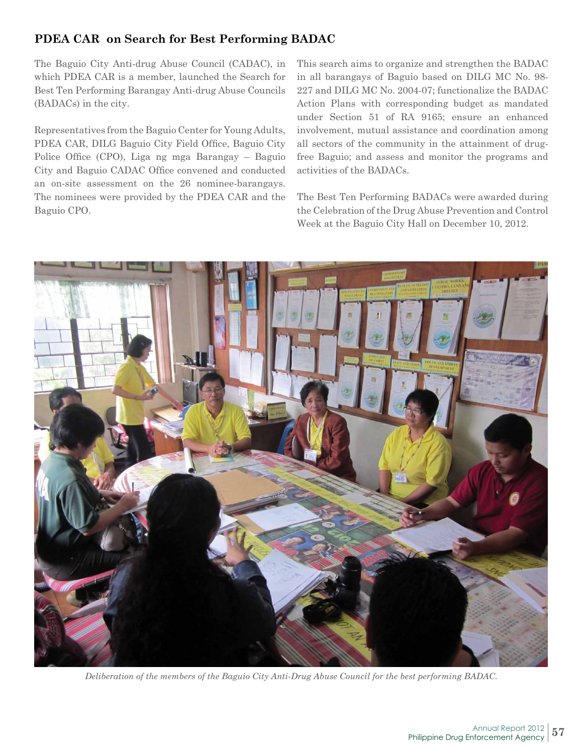## PDEA CAR on Search for Best Performing BADAC

The Baguio City Anti-drug Abuse Council (CADAC), in which PDEA CAR is a member, launched the Search for Best Ten Performing Barangay Anti-drug Abuse Councils (BADACs) in the city.

Representatives from the Baguio Center for Young Adults, PDEA CAR, DILG Baguio City Field Office, Baguio City Police Office (CPO), Liga ng mga Barangay – Baguio City and Baguio CADAC Office convened and conducted an on-site assessment on the 26 nominee-barangays. The nominees were provided by the PDEA CAR and the Baguio CPO.

This search aims to organize and strengthen the BADAC in all barangays of Baguio based on DILG MC No. 98-227 and DILG MC No. 2004-07; functionalize the BADAC Action Plans with corresponding budget as mandated under Section 51 of RA 9165; ensure an enhanced involvement, mutual assistance and coordination among all sectors of the community in the attainment of drug-free Baguio; and assess and monitor the programs and activities of the BADACs.

The Best Ten Performing BADACs were awarded during the Celebration of the Drug Abuse Prevention and Control Week at the Baguio City Hall on December 10, 2012.

*Deliberation of the members of the Baguio City Anti-Drug Abuse Council for the best performing BADAC.*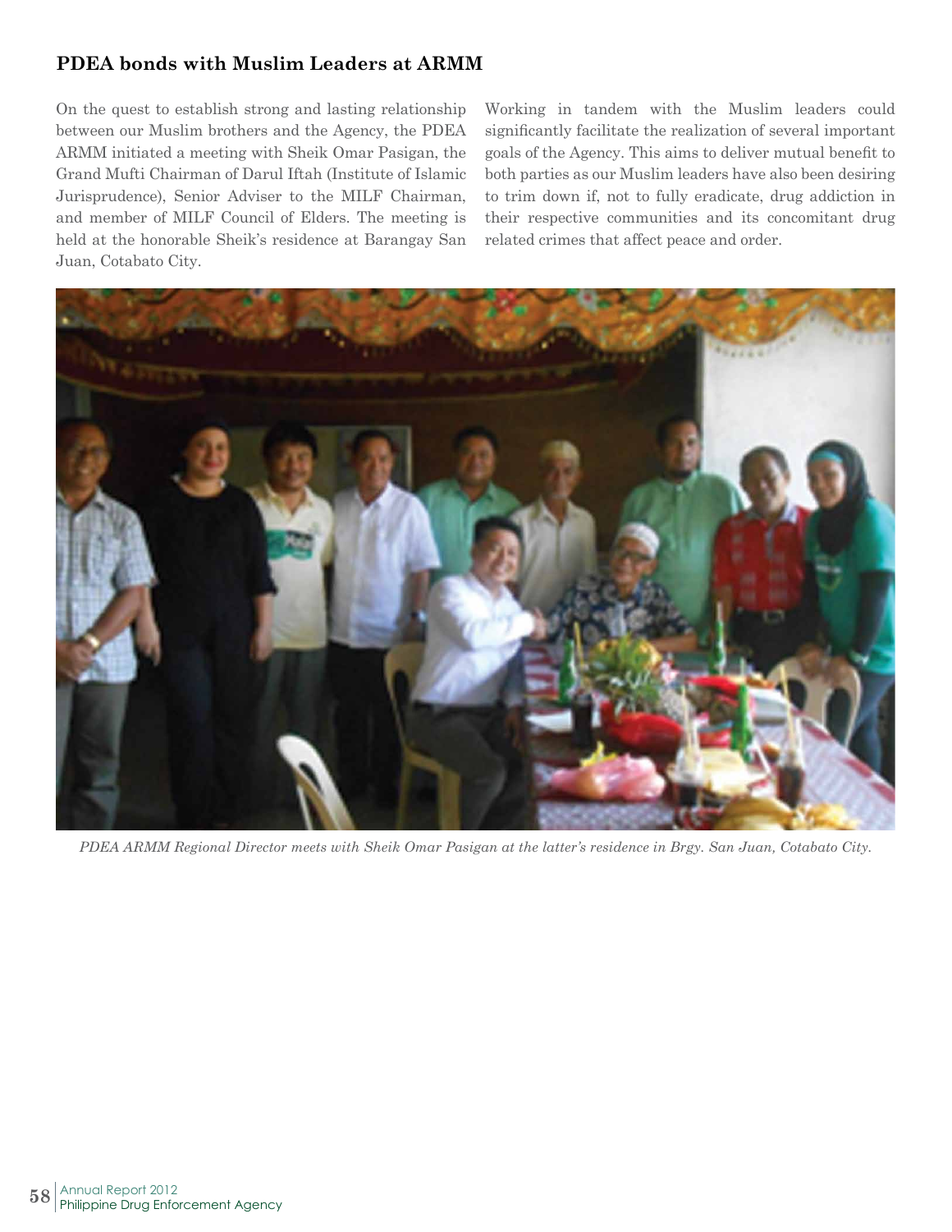## PDEA bonds with Muslim Leaders at ARMM

On the quest to establish strong and lasting relationship between our Muslim brothers and the Agency, the PDEA ARMM initiated a meeting with Sheik Omar Pasigan, the Grand Mufti Chairman of Darul Iftah (Institute of Islamic Jurisprudence), Senior Adviser to the MILF Chairman, and member of MILF Council of Elders. The meeting is held at the honorable Sheik's residence at Barangay San Juan, Cotabato City.

Working in tandem with the Muslim leaders could significantly facilitate the realization of several important goals of the Agency. This aims to deliver mutual benefit to both parties as our Muslim leaders have also been desiring to trim down if, not to fully eradicate, drug addiction in their respective communities and its concomitant drug related crimes that affect peace and order.

*PDEA ARMM Regional Director meets with Sheik Omar Pasigan at the latter's residence in Brgy. San Juan, Cotabato City.*